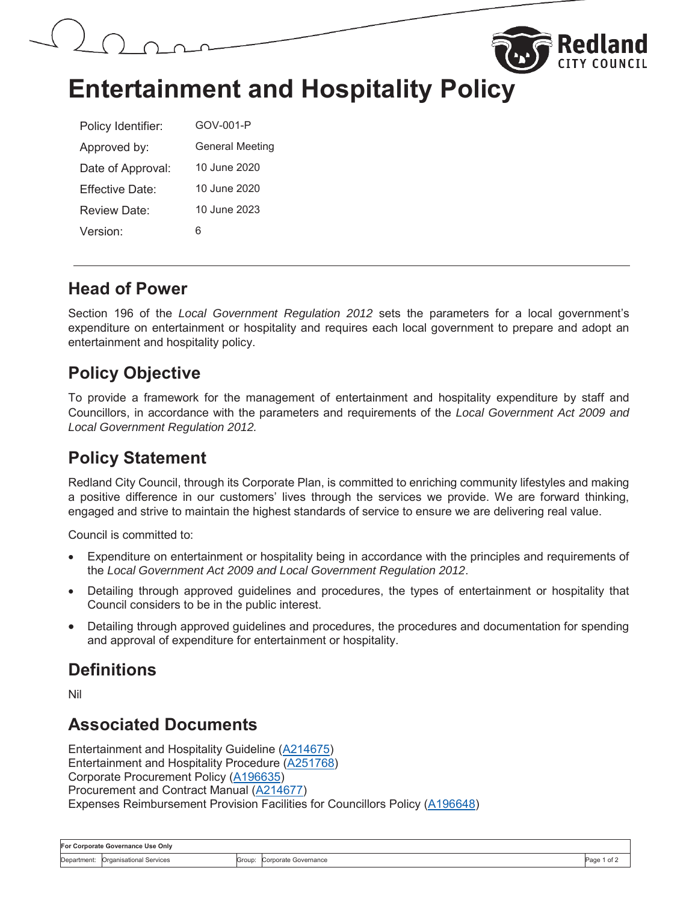# Entertainment and Hospitality Policy

| | |
|---|---|
| Policy Identifier: | GOV-001-P |
| Approved by: | General Meeting |
| Date of Approval: | 10 June 2020 |
| Effective Date: | 10 June 2020 |
| Review Date: | 10 June 2023 |
| Version: | 6 |

## Head of Power

Section 196 of the *Local Government Regulation 2012* sets the parameters for a local government's expenditure on entertainment or hospitality and requires each local government to prepare and adopt an entertainment and hospitality policy.

## Policy Objective

To provide a framework for the management of entertainment and hospitality expenditure by staff and Councillors, in accordance with the parameters and requirements of the *Local Government Act 2009 and Local Government Regulation 2012.*

## Policy Statement

Redland City Council, through its Corporate Plan, is committed to enriching community lifestyles and making a positive difference in our customers' lives through the services we provide. We are forward thinking, engaged and strive to maintain the highest standards of service to ensure we are delivering real value.

Council is committed to:

- Expenditure on entertainment or hospitality being in accordance with the principles and requirements of the *Local Government Act 2009 and Local Government Regulation 2012*.
- Detailing through approved guidelines and procedures, the types of entertainment or hospitality that Council considers to be in the public interest.
- Detailing through approved guidelines and procedures, the procedures and documentation for spending and approval of expenditure for entertainment or hospitality.

## Definitions

Nil

## Associated Documents

Entertainment and Hospitality Guideline (A214675)
Entertainment and Hospitality Procedure (A251768)
Corporate Procurement Policy (A196635)
Procurement and Contract Manual (A214677)
Expenses Reimbursement Provision Facilities for Councillors Policy (A196648)

| For Corporate Governance Use Only | | | |
|---|---|---|---|
| Department: Organisational Services | | Group: Corporate Governance | |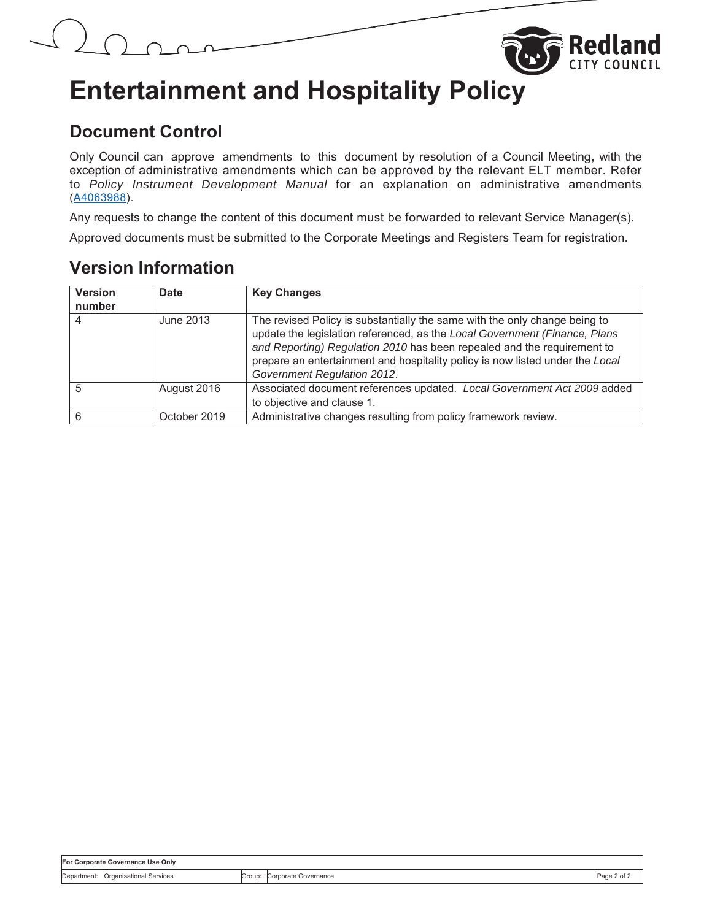# Entertainment and Hospitality Policy

## Document Control

Only Council can approve amendments to this document by resolution of a Council Meeting, with the exception of administrative amendments which can be approved by the relevant ELT member. Refer to *Policy Instrument Development Manual* for an explanation on administrative amendments (A4063988).

Any requests to change the content of this document must be forwarded to relevant Service Manager(s).

Approved documents must be submitted to the Corporate Meetings and Registers Team for registration.

## Version Information

| Version number | Date | Key Changes |
|---|---|---|
| 4 | June 2013 | The revised Policy is substantially the same with the only change being to update the legislation referenced, as the *Local Government (Finance, Plans and Reporting) Regulation 2010* has been repealed and the requirement to prepare an entertainment and hospitality policy is now listed under the *Local Government Regulation 2012*. |
| 5 | August 2016 | Associated document references updated. *Local Government Act 2009* added to objective and clause 1. |
| 6 | October 2019 | Administrative changes resulting from policy framework review. |

| For Corporate Governance Use Only | | | | |
|---|---|---|---|---|
| Department: | Organisational Services | Group: | Corporate Governance | |